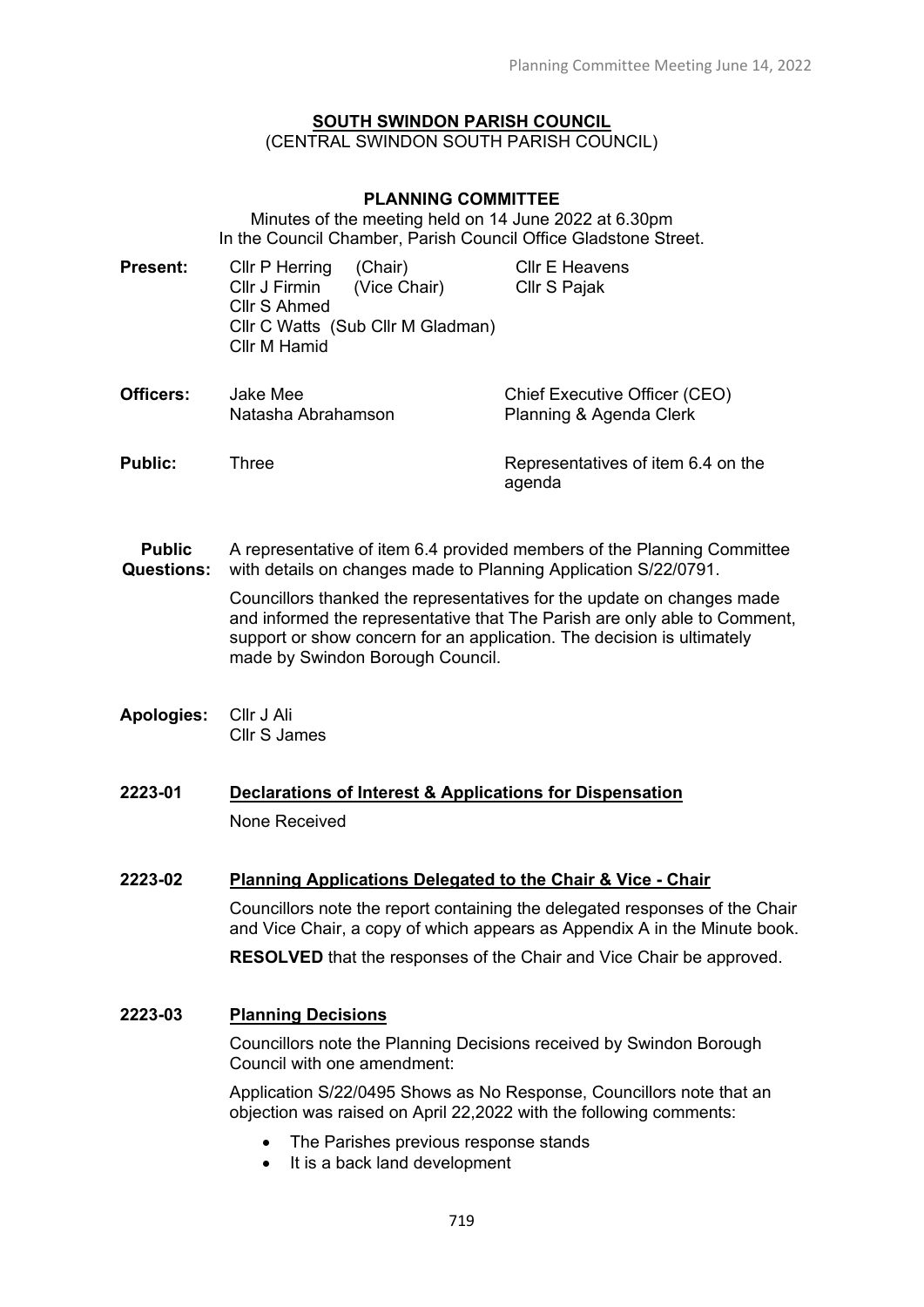# SOUTH SWINDON PARISH COUNCIL

(CENTRAL SWINDON SOUTH PARISH COUNCIL)

## PLANNING COMMITTEE

Minutes of the meeting held on 14 June 2022 at 6.30pm
In the Council Chamber, Parish Council Office Gladstone Street.

**Present:**
Cllr P Herring (Chair)
Cllr J Firmin (Vice Chair)
Cllr S Ahmed
Cllr C Watts (Sub Cllr M Gladman)
Cllr M Hamid
Cllr E Heavens
Cllr S Pajak

**Officers:**
Jake Mee — Chief Executive Officer (CEO)
Natasha Abrahamson — Planning & Agenda Clerk

**Public:** Three — Representatives of item 6.4 on the agenda

**Public Questions:** A representative of item 6.4 provided members of the Planning Committee with details on changes made to Planning Application S/22/0791.

Councillors thanked the representatives for the update on changes made and informed the representative that The Parish are only able to Comment, support or show concern for an application. The decision is ultimately made by Swindon Borough Council.

**Apologies:**
Cllr J Ali
Cllr S James

### 2223-01 Declarations of Interest & Applications for Dispensation

None Received

### 2223-02 Planning Applications Delegated to the Chair & Vice - Chair

Councillors note the report containing the delegated responses of the Chair and Vice Chair, a copy of which appears as Appendix A in the Minute book.

**RESOLVED** that the responses of the Chair and Vice Chair be approved.

### 2223-03 Planning Decisions

Councillors note the Planning Decisions received by Swindon Borough Council with one amendment:

Application S/22/0495 Shows as No Response, Councillors note that an objection was raised on April 22,2022 with the following comments:

- The Parishes previous response stands
- It is a back land development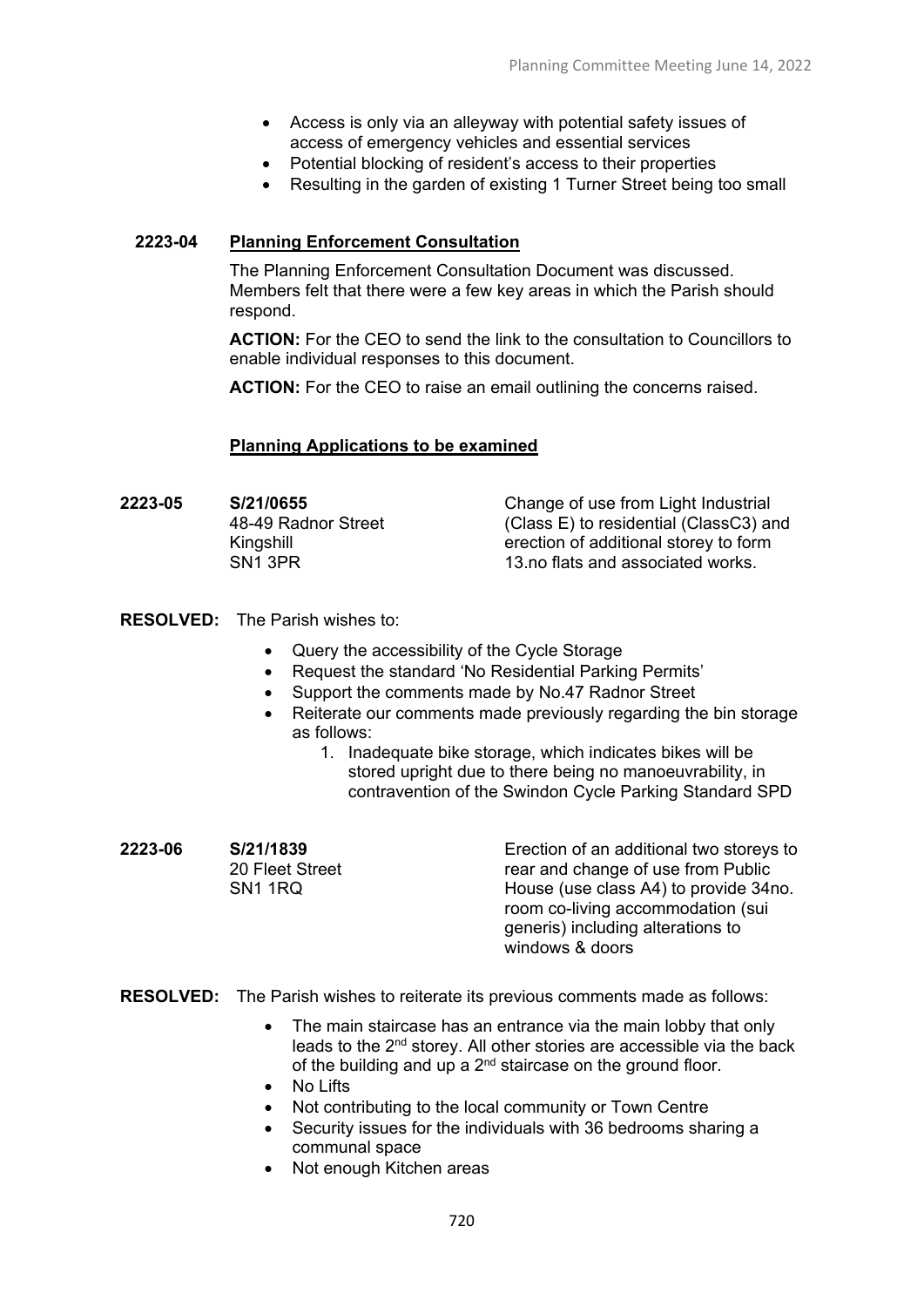- Access is only via an alleyway with potential safety issues of access of emergency vehicles and essential services
- Potential blocking of resident's access to their properties
- Resulting in the garden of existing 1 Turner Street being too small

**2223-04** **Planning Enforcement Consultation**

The Planning Enforcement Consultation Document was discussed. Members felt that there were a few key areas in which the Parish should respond.

**ACTION:** For the CEO to send the link to the consultation to Councillors to enable individual responses to this document.

**ACTION:** For the CEO to raise an email outlining the concerns raised.

**Planning Applications to be examined**

**2223-05** **S/21/0655**
48-49 Radnor Street
Kingshill
SN1 3PR

Change of use from Light Industrial (Class E) to residential (ClassC3) and erection of additional storey to form 13.no flats and associated works.

**RESOLVED:** The Parish wishes to:

- Query the accessibility of the Cycle Storage
- Request the standard 'No Residential Parking Permits'
- Support the comments made by No.47 Radnor Street
- Reiterate our comments made previously regarding the bin storage as follows:
    1. Inadequate bike storage, which indicates bikes will be stored upright due to there being no manoeuvrability, in contravention of the Swindon Cycle Parking Standard SPD

**2223-06** **S/21/1839**
20 Fleet Street
SN1 1RQ

Erection of an additional two storeys to rear and change of use from Public House (use class A4) to provide 34no. room co-living accommodation (sui generis) including alterations to windows & doors

**RESOLVED:** The Parish wishes to reiterate its previous comments made as follows:

- The main staircase has an entrance via the main lobby that only leads to the 2nd storey. All other stories are accessible via the back of the building and up a 2nd staircase on the ground floor.
- No Lifts
- Not contributing to the local community or Town Centre
- Security issues for the individuals with 36 bedrooms sharing a communal space
- Not enough Kitchen areas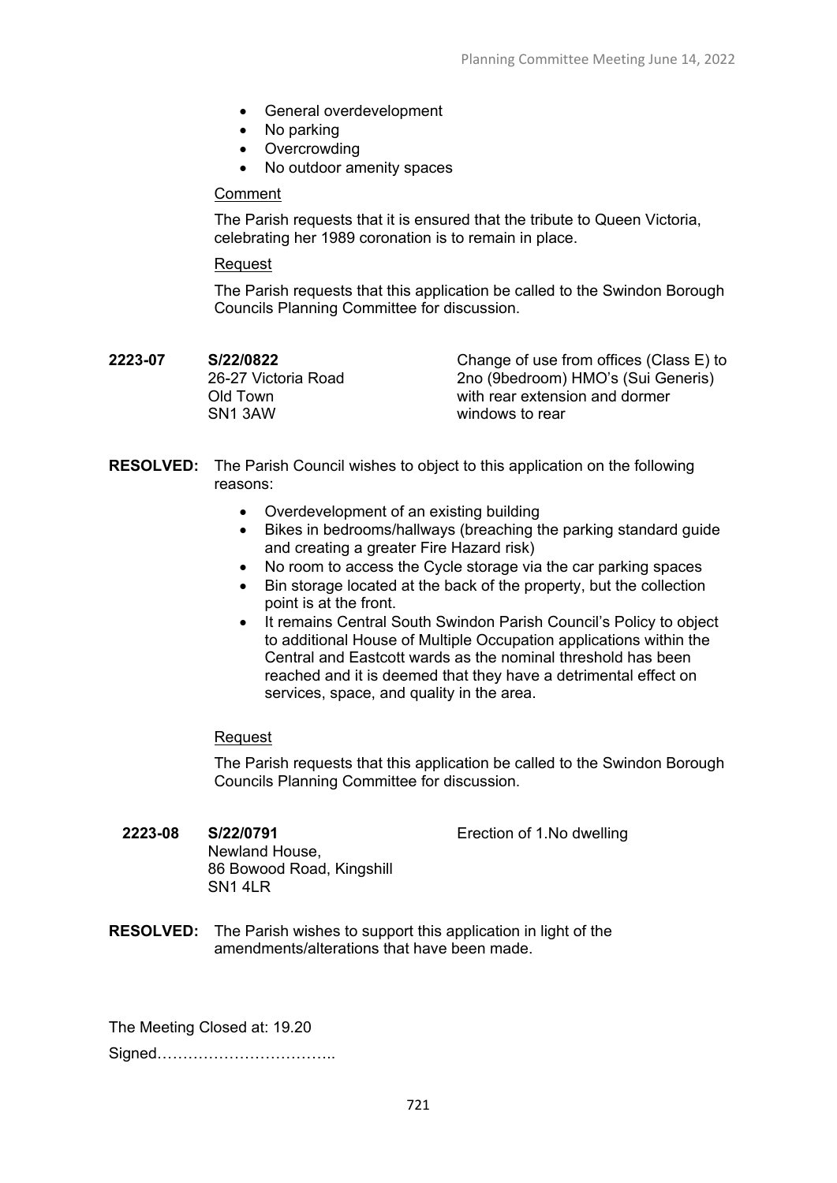- General overdevelopment
- No parking
- Overcrowding
- No outdoor amenity spaces

Comment

The Parish requests that it is ensured that the tribute to Queen Victoria, celebrating her 1989 coronation is to remain in place.

Request

The Parish requests that this application be called to the Swindon Borough Councils Planning Committee for discussion.

**2223-07** **S/22/0822**
26-27 Victoria Road
Old Town
SN1 3AW

Change of use from offices (Class E) to 2no (9bedroom) HMO's (Sui Generis) with rear extension and dormer windows to rear

**RESOLVED:** The Parish Council wishes to object to this application on the following reasons:

- Overdevelopment of an existing building
- Bikes in bedrooms/hallways (breaching the parking standard guide and creating a greater Fire Hazard risk)
- No room to access the Cycle storage via the car parking spaces
- Bin storage located at the back of the property, but the collection point is at the front.
- It remains Central South Swindon Parish Council's Policy to object to additional House of Multiple Occupation applications within the Central and Eastcott wards as the nominal threshold has been reached and it is deemed that they have a detrimental effect on services, space, and quality in the area.

Request

The Parish requests that this application be called to the Swindon Borough Councils Planning Committee for discussion.

**2223-08** **S/22/0791**
Newland House,
86 Bowood Road, Kingshill
SN1 4LR

Erection of 1.No dwelling

**RESOLVED:** The Parish wishes to support this application in light of the amendments/alterations that have been made.

The Meeting Closed at: 19.20

Signed……………………………..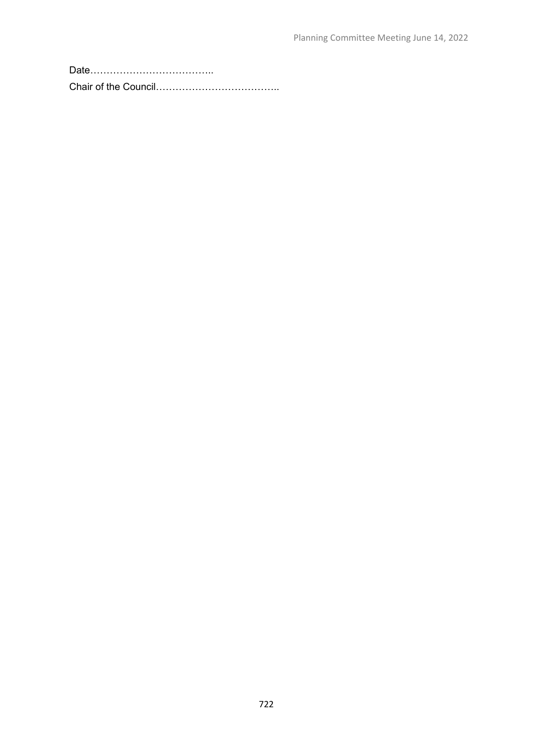Date………………………………..

Chair of the Council………………………………..